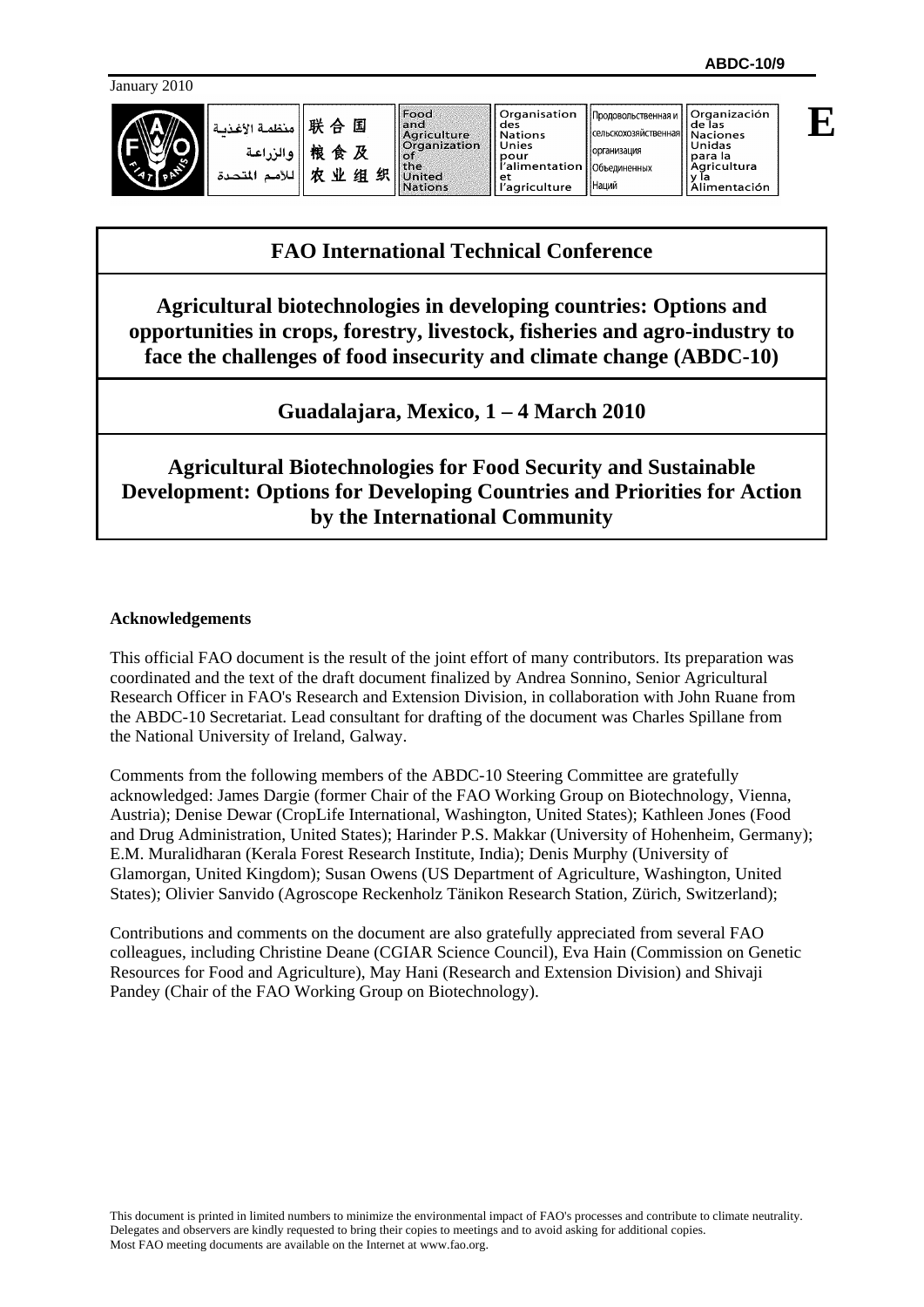ABDC-10/9

January 2010

E

# FAO International Technical Conference

## Agricultural biotechnologies in developing countries: Options and opportunities in crops, forestry, livestock, fisheries and agro-industry to face the challenges of food insecurity and climate change (ABDC-10)

## Guadalajara, Mexico, 1 – 4 March 2010

## Agricultural Biotechnologies for Food Security and Sustainable Development: Options for Developing Countries and Priorities for Action by the International Community

**Acknowledgements**

This official FAO document is the result of the joint effort of many contributors. Its preparation was coordinated and the text of the draft document finalized by Andrea Sonnino, Senior Agricultural Research Officer in FAO's Research and Extension Division, in collaboration with John Ruane from the ABDC-10 Secretariat. Lead consultant for drafting of the document was Charles Spillane from the National University of Ireland, Galway.

Comments from the following members of the ABDC-10 Steering Committee are gratefully acknowledged: James Dargie (former Chair of the FAO Working Group on Biotechnology, Vienna, Austria); Denise Dewar (CropLife International, Washington, United States); Kathleen Jones (Food and Drug Administration, United States); Harinder P.S. Makkar (University of Hohenheim, Germany); E.M. Muralidharan (Kerala Forest Research Institute, India); Denis Murphy (University of Glamorgan, United Kingdom); Susan Owens (US Department of Agriculture, Washington, United States); Olivier Sanvido (Agroscope Reckenholz Tänikon Research Station, Zürich, Switzerland);

Contributions and comments on the document are also gratefully appreciated from several FAO colleagues, including Christine Deane (CGIAR Science Council), Eva Hain (Commission on Genetic Resources for Food and Agriculture), May Hani (Research and Extension Division) and Shivaji Pandey (Chair of the FAO Working Group on Biotechnology).

This document is printed in limited numbers to minimize the environmental impact of FAO's processes and contribute to climate neutrality. Delegates and observers are kindly requested to bring their copies to meetings and to avoid asking for additional copies. Most FAO meeting documents are available on the Internet at www.fao.org.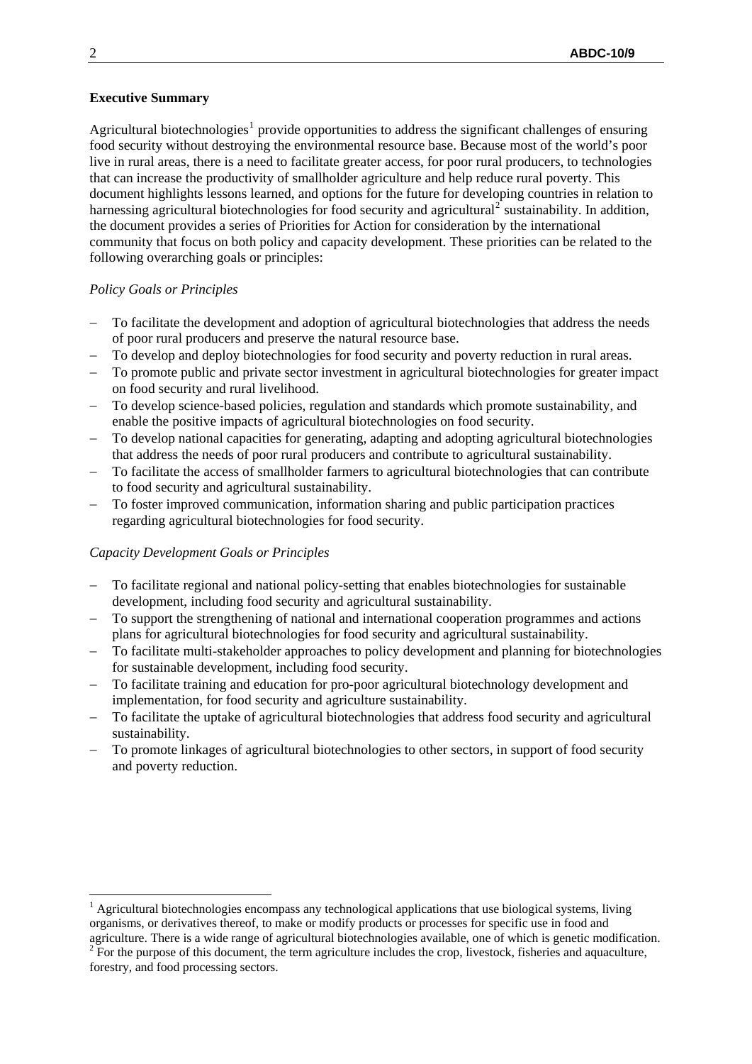**Executive Summary**

Agricultural biotechnologies[1] provide opportunities to address the significant challenges of ensuring food security without destroying the environmental resource base. Because most of the world's poor live in rural areas, there is a need to facilitate greater access, for poor rural producers, to technologies that can increase the productivity of smallholder agriculture and help reduce rural poverty. This document highlights lessons learned, and options for the future for developing countries in relation to harnessing agricultural biotechnologies for food security and agricultural[2] sustainability. In addition, the document provides a series of Priorities for Action for consideration by the international community that focus on both policy and capacity development. These priorities can be related to the following overarching goals or principles:

*Policy Goals or Principles*

- To facilitate the development and adoption of agricultural biotechnologies that address the needs of poor rural producers and preserve the natural resource base.
- To develop and deploy biotechnologies for food security and poverty reduction in rural areas.
- To promote public and private sector investment in agricultural biotechnologies for greater impact on food security and rural livelihood.
- To develop science-based policies, regulation and standards which promote sustainability, and enable the positive impacts of agricultural biotechnologies on food security.
- To develop national capacities for generating, adapting and adopting agricultural biotechnologies that address the needs of poor rural producers and contribute to agricultural sustainability.
- To facilitate the access of smallholder farmers to agricultural biotechnologies that can contribute to food security and agricultural sustainability.
- To foster improved communication, information sharing and public participation practices regarding agricultural biotechnologies for food security.

*Capacity Development Goals or Principles*

- To facilitate regional and national policy-setting that enables biotechnologies for sustainable development, including food security and agricultural sustainability.
- To support the strengthening of national and international cooperation programmes and actions plans for agricultural biotechnologies for food security and agricultural sustainability.
- To facilitate multi-stakeholder approaches to policy development and planning for biotechnologies for sustainable development, including food security.
- To facilitate training and education for pro-poor agricultural biotechnology development and implementation, for food security and agriculture sustainability.
- To facilitate the uptake of agricultural biotechnologies that address food security and agricultural sustainability.
- To promote linkages of agricultural biotechnologies to other sectors, in support of food security and poverty reduction.

---

[1] Agricultural biotechnologies encompass any technological applications that use biological systems, living organisms, or derivatives thereof, to make or modify products or processes for specific use in food and agriculture. There is a wide range of agricultural biotechnologies available, one of which is genetic modification.

[2] For the purpose of this document, the term agriculture includes the crop, livestock, fisheries and aquaculture, forestry, and food processing sectors.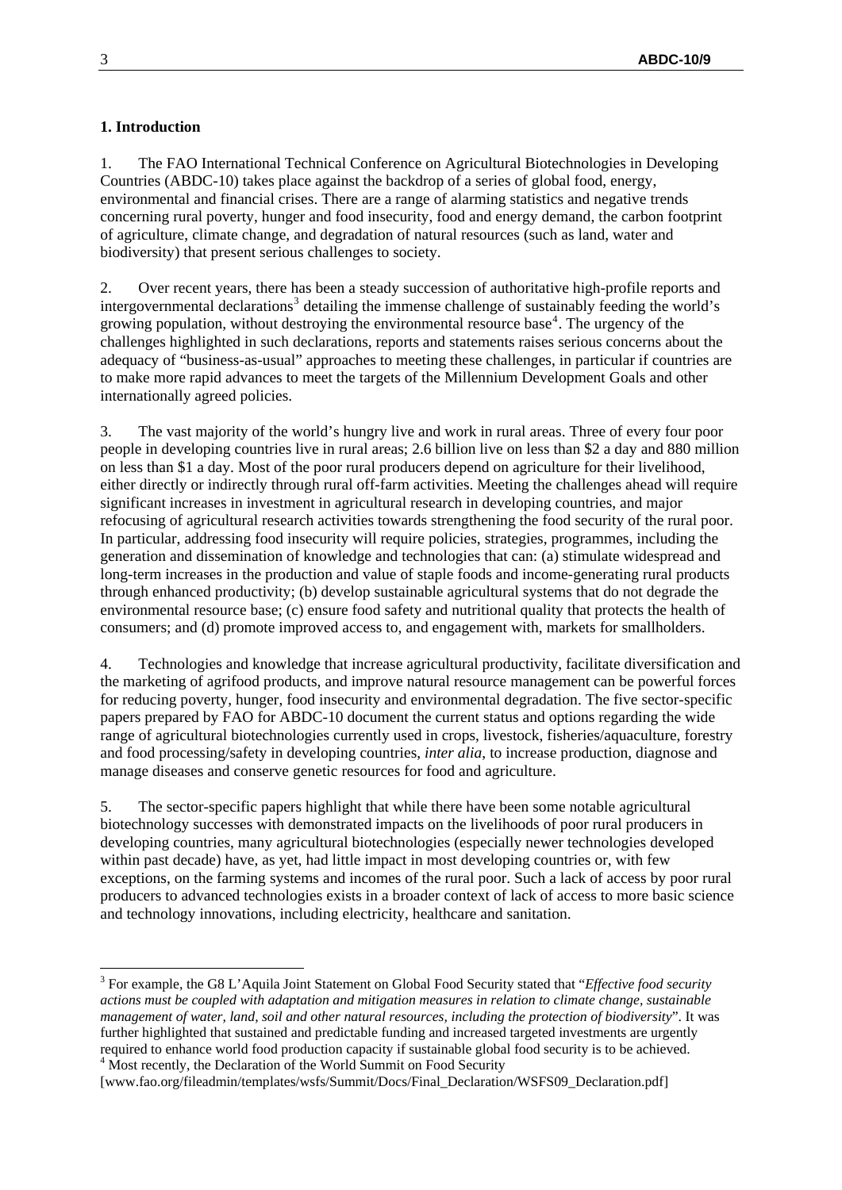## 1. Introduction

1. The FAO International Technical Conference on Agricultural Biotechnologies in Developing Countries (ABDC-10) takes place against the backdrop of a series of global food, energy, environmental and financial crises. There are a range of alarming statistics and negative trends concerning rural poverty, hunger and food insecurity, food and energy demand, the carbon footprint of agriculture, climate change, and degradation of natural resources (such as land, water and biodiversity) that present serious challenges to society.

2. Over recent years, there has been a steady succession of authoritative high-profile reports and intergovernmental declarations[3] detailing the immense challenge of sustainably feeding the world's growing population, without destroying the environmental resource base[4]. The urgency of the challenges highlighted in such declarations, reports and statements raises serious concerns about the adequacy of "business-as-usual" approaches to meeting these challenges, in particular if countries are to make more rapid advances to meet the targets of the Millennium Development Goals and other internationally agreed policies.

3. The vast majority of the world's hungry live and work in rural areas. Three of every four poor people in developing countries live in rural areas; 2.6 billion live on less than $2 a day and 880 million on less than $1 a day. Most of the poor rural producers depend on agriculture for their livelihood, either directly or indirectly through rural off-farm activities. Meeting the challenges ahead will require significant increases in investment in agricultural research in developing countries, and major refocusing of agricultural research activities towards strengthening the food security of the rural poor. In particular, addressing food insecurity will require policies, strategies, programmes, including the generation and dissemination of knowledge and technologies that can: (a) stimulate widespread and long-term increases in the production and value of staple foods and income-generating rural products through enhanced productivity; (b) develop sustainable agricultural systems that do not degrade the environmental resource base; (c) ensure food safety and nutritional quality that protects the health of consumers; and (d) promote improved access to, and engagement with, markets for smallholders.

4. Technologies and knowledge that increase agricultural productivity, facilitate diversification and the marketing of agrifood products, and improve natural resource management can be powerful forces for reducing poverty, hunger, food insecurity and environmental degradation. The five sector-specific papers prepared by FAO for ABDC-10 document the current status and options regarding the wide range of agricultural biotechnologies currently used in crops, livestock, fisheries/aquaculture, forestry and food processing/safety in developing countries, *inter alia*, to increase production, diagnose and manage diseases and conserve genetic resources for food and agriculture.

5. The sector-specific papers highlight that while there have been some notable agricultural biotechnology successes with demonstrated impacts on the livelihoods of poor rural producers in developing countries, many agricultural biotechnologies (especially newer technologies developed within past decade) have, as yet, had little impact in most developing countries or, with few exceptions, on the farming systems and incomes of the rural poor. Such a lack of access by poor rural producers to advanced technologies exists in a broader context of lack of access to more basic science and technology innovations, including electricity, healthcare and sanitation.

---

[3] For example, the G8 L'Aquila Joint Statement on Global Food Security stated that "*Effective food security actions must be coupled with adaptation and mitigation measures in relation to climate change, sustainable management of water, land, soil and other natural resources, including the protection of biodiversity*". It was further highlighted that sustained and predictable funding and increased targeted investments are urgently required to enhance world food production capacity if sustainable global food security is to be achieved.

[4] Most recently, the Declaration of the World Summit on Food Security [www.fao.org/fileadmin/templates/wsfs/Summit/Docs/Final_Declaration/WSFS09_Declaration.pdf]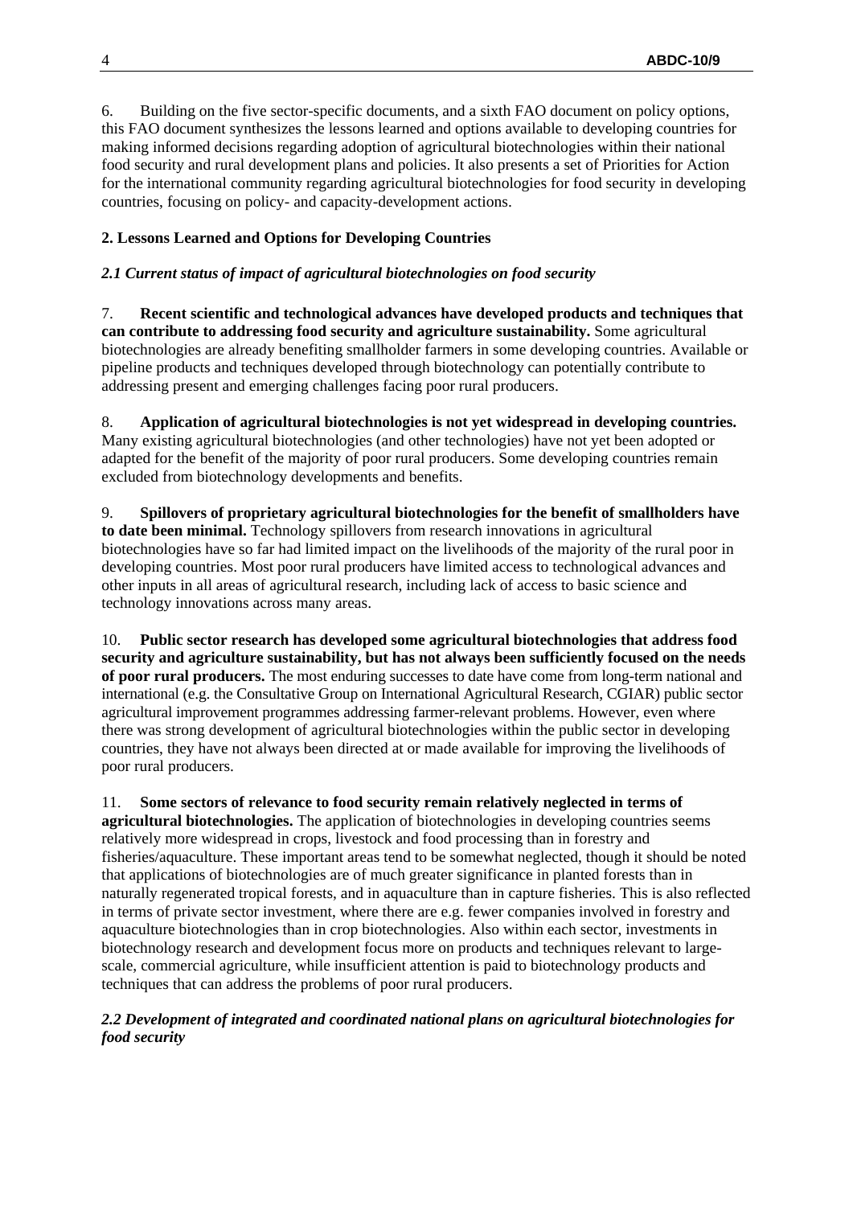6. Building on the five sector-specific documents, and a sixth FAO document on policy options, this FAO document synthesizes the lessons learned and options available to developing countries for making informed decisions regarding adoption of agricultural biotechnologies within their national food security and rural development plans and policies. It also presents a set of Priorities for Action for the international community regarding agricultural biotechnologies for food security in developing countries, focusing on policy- and capacity-development actions.

## 2. Lessons Learned and Options for Developing Countries

### *2.1 Current status of impact of agricultural biotechnologies on food security*

7. **Recent scientific and technological advances have developed products and techniques that can contribute to addressing food security and agriculture sustainability.** Some agricultural biotechnologies are already benefiting smallholder farmers in some developing countries. Available or pipeline products and techniques developed through biotechnology can potentially contribute to addressing present and emerging challenges facing poor rural producers.

8. **Application of agricultural biotechnologies is not yet widespread in developing countries.** Many existing agricultural biotechnologies (and other technologies) have not yet been adopted or adapted for the benefit of the majority of poor rural producers. Some developing countries remain excluded from biotechnology developments and benefits.

9. **Spillovers of proprietary agricultural biotechnologies for the benefit of smallholders have to date been minimal.** Technology spillovers from research innovations in agricultural biotechnologies have so far had limited impact on the livelihoods of the majority of the rural poor in developing countries. Most poor rural producers have limited access to technological advances and other inputs in all areas of agricultural research, including lack of access to basic science and technology innovations across many areas.

10. **Public sector research has developed some agricultural biotechnologies that address food security and agriculture sustainability, but has not always been sufficiently focused on the needs of poor rural producers.** The most enduring successes to date have come from long-term national and international (e.g. the Consultative Group on International Agricultural Research, CGIAR) public sector agricultural improvement programmes addressing farmer-relevant problems. However, even where there was strong development of agricultural biotechnologies within the public sector in developing countries, they have not always been directed at or made available for improving the livelihoods of poor rural producers.

11. **Some sectors of relevance to food security remain relatively neglected in terms of agricultural biotechnologies.** The application of biotechnologies in developing countries seems relatively more widespread in crops, livestock and food processing than in forestry and fisheries/aquaculture. These important areas tend to be somewhat neglected, though it should be noted that applications of biotechnologies are of much greater significance in planted forests than in naturally regenerated tropical forests, and in aquaculture than in capture fisheries. This is also reflected in terms of private sector investment, where there are e.g. fewer companies involved in forestry and aquaculture biotechnologies than in crop biotechnologies. Also within each sector, investments in biotechnology research and development focus more on products and techniques relevant to large-scale, commercial agriculture, while insufficient attention is paid to biotechnology products and techniques that can address the problems of poor rural producers.

### *2.2 Development of integrated and coordinated national plans on agricultural biotechnologies for food security*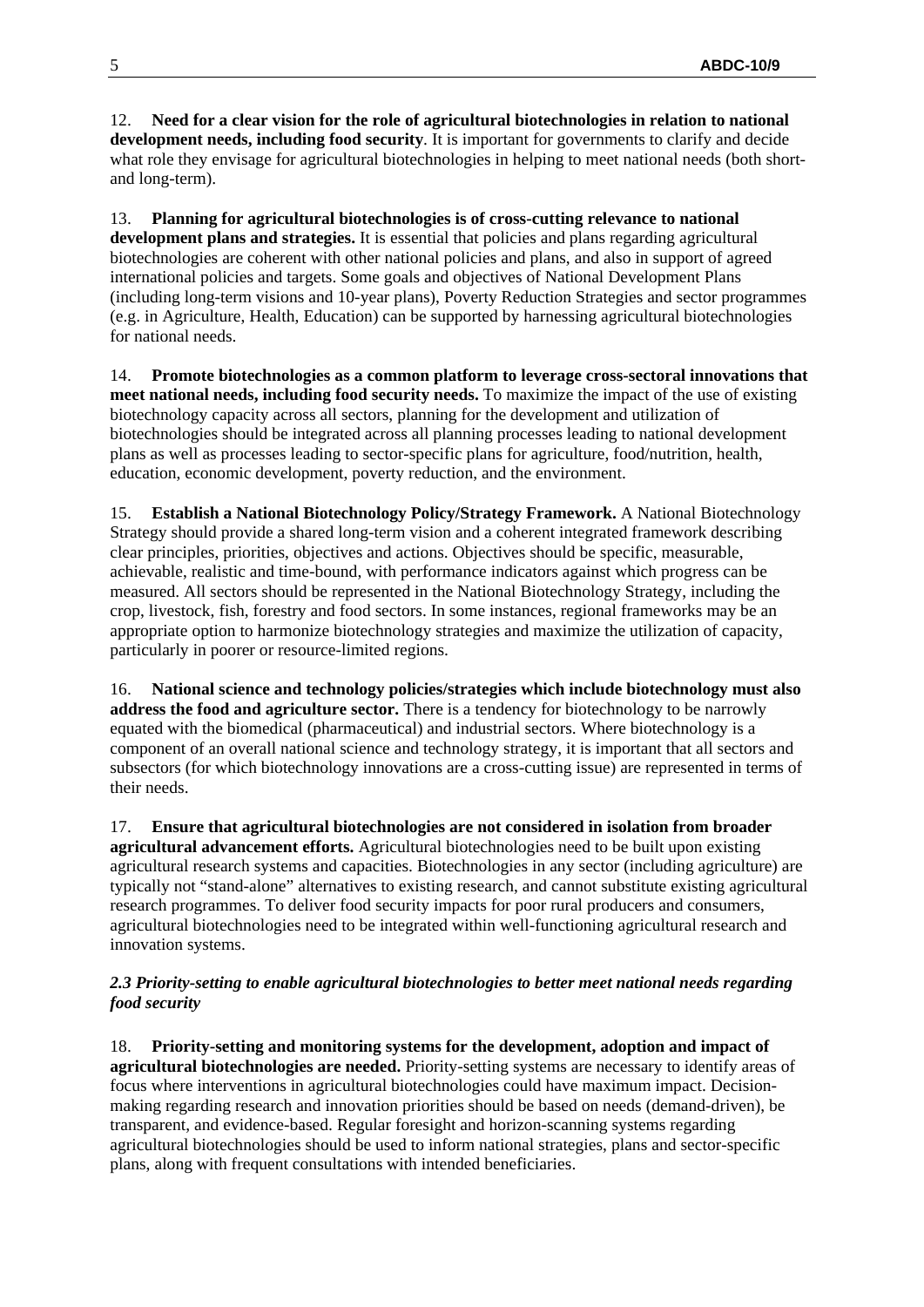12. **Need for a clear vision for the role of agricultural biotechnologies in relation to national development needs, including food security**. It is important for governments to clarify and decide what role they envisage for agricultural biotechnologies in helping to meet national needs (both short- and long-term).

13. **Planning for agricultural biotechnologies is of cross-cutting relevance to national development plans and strategies.** It is essential that policies and plans regarding agricultural biotechnologies are coherent with other national policies and plans, and also in support of agreed international policies and targets. Some goals and objectives of National Development Plans (including long-term visions and 10-year plans), Poverty Reduction Strategies and sector programmes (e.g. in Agriculture, Health, Education) can be supported by harnessing agricultural biotechnologies for national needs.

14. **Promote biotechnologies as a common platform to leverage cross-sectoral innovations that meet national needs, including food security needs.** To maximize the impact of the use of existing biotechnology capacity across all sectors, planning for the development and utilization of biotechnologies should be integrated across all planning processes leading to national development plans as well as processes leading to sector-specific plans for agriculture, food/nutrition, health, education, economic development, poverty reduction, and the environment.

15. **Establish a National Biotechnology Policy/Strategy Framework.** A National Biotechnology Strategy should provide a shared long-term vision and a coherent integrated framework describing clear principles, priorities, objectives and actions. Objectives should be specific, measurable, achievable, realistic and time-bound, with performance indicators against which progress can be measured. All sectors should be represented in the National Biotechnology Strategy, including the crop, livestock, fish, forestry and food sectors. In some instances, regional frameworks may be an appropriate option to harmonize biotechnology strategies and maximize the utilization of capacity, particularly in poorer or resource-limited regions.

16. **National science and technology policies/strategies which include biotechnology must also address the food and agriculture sector.** There is a tendency for biotechnology to be narrowly equated with the biomedical (pharmaceutical) and industrial sectors. Where biotechnology is a component of an overall national science and technology strategy, it is important that all sectors and subsectors (for which biotechnology innovations are a cross-cutting issue) are represented in terms of their needs.

17. **Ensure that agricultural biotechnologies are not considered in isolation from broader agricultural advancement efforts.** Agricultural biotechnologies need to be built upon existing agricultural research systems and capacities. Biotechnologies in any sector (including agriculture) are typically not "stand-alone" alternatives to existing research, and cannot substitute existing agricultural research programmes. To deliver food security impacts for poor rural producers and consumers, agricultural biotechnologies need to be integrated within well-functioning agricultural research and innovation systems.

### *2.3 Priority-setting to enable agricultural biotechnologies to better meet national needs regarding food security*

18. **Priority-setting and monitoring systems for the development, adoption and impact of agricultural biotechnologies are needed.** Priority-setting systems are necessary to identify areas of focus where interventions in agricultural biotechnologies could have maximum impact. Decision-making regarding research and innovation priorities should be based on needs (demand-driven), be transparent, and evidence-based. Regular foresight and horizon-scanning systems regarding agricultural biotechnologies should be used to inform national strategies, plans and sector-specific plans, along with frequent consultations with intended beneficiaries.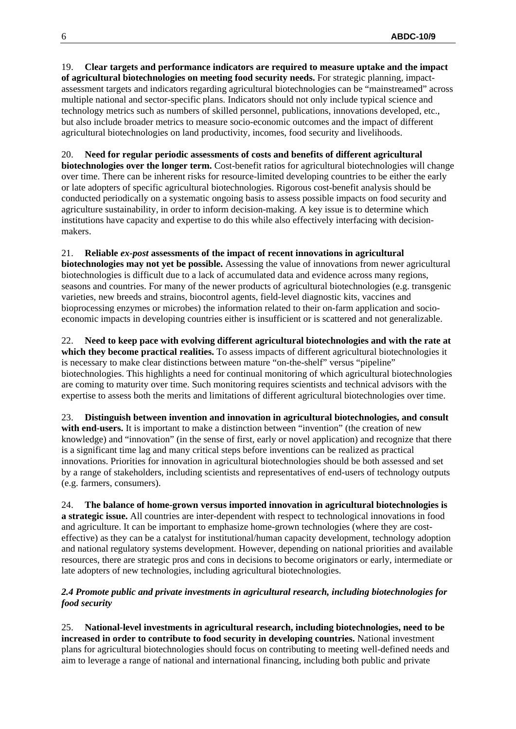19. **Clear targets and performance indicators are required to measure uptake and the impact of agricultural biotechnologies on meeting food security needs.** For strategic planning, impact-assessment targets and indicators regarding agricultural biotechnologies can be "mainstreamed" across multiple national and sector-specific plans. Indicators should not only include typical science and technology metrics such as numbers of skilled personnel, publications, innovations developed, etc., but also include broader metrics to measure socio-economic outcomes and the impact of different agricultural biotechnologies on land productivity, incomes, food security and livelihoods.

20. **Need for regular periodic assessments of costs and benefits of different agricultural biotechnologies over the longer term.** Cost-benefit ratios for agricultural biotechnologies will change over time. There can be inherent risks for resource-limited developing countries to be either the early or late adopters of specific agricultural biotechnologies. Rigorous cost-benefit analysis should be conducted periodically on a systematic ongoing basis to assess possible impacts on food security and agriculture sustainability, in order to inform decision-making. A key issue is to determine which institutions have capacity and expertise to do this while also effectively interfacing with decision-makers.

21. **Reliable *ex-post* assessments of the impact of recent innovations in agricultural biotechnologies may not yet be possible.** Assessing the value of innovations from newer agricultural biotechnologies is difficult due to a lack of accumulated data and evidence across many regions, seasons and countries. For many of the newer products of agricultural biotechnologies (e.g. transgenic varieties, new breeds and strains, biocontrol agents, field-level diagnostic kits, vaccines and bioprocessing enzymes or microbes) the information related to their on-farm application and socio-economic impacts in developing countries either is insufficient or is scattered and not generalizable.

22. **Need to keep pace with evolving different agricultural biotechnologies and with the rate at which they become practical realities.** To assess impacts of different agricultural biotechnologies it is necessary to make clear distinctions between mature "on-the-shelf" versus "pipeline" biotechnologies. This highlights a need for continual monitoring of which agricultural biotechnologies are coming to maturity over time. Such monitoring requires scientists and technical advisors with the expertise to assess both the merits and limitations of different agricultural biotechnologies over time.

23. **Distinguish between invention and innovation in agricultural biotechnologies, and consult with end-users.** It is important to make a distinction between "invention" (the creation of new knowledge) and "innovation" (in the sense of first, early or novel application) and recognize that there is a significant time lag and many critical steps before inventions can be realized as practical innovations. Priorities for innovation in agricultural biotechnologies should be both assessed and set by a range of stakeholders, including scientists and representatives of end-users of technology outputs (e.g. farmers, consumers).

24. **The balance of home-grown versus imported innovation in agricultural biotechnologies is a strategic issue.** All countries are inter-dependent with respect to technological innovations in food and agriculture. It can be important to emphasize home-grown technologies (where they are cost-effective) as they can be a catalyst for institutional/human capacity development, technology adoption and national regulatory systems development. However, depending on national priorities and available resources, there are strategic pros and cons in decisions to become originators or early, intermediate or late adopters of new technologies, including agricultural biotechnologies.

### *2.4 Promote public and private investments in agricultural research, including biotechnologies for food security*

25. **National-level investments in agricultural research, including biotechnologies, need to be increased in order to contribute to food security in developing countries.** National investment plans for agricultural biotechnologies should focus on contributing to meeting well-defined needs and aim to leverage a range of national and international financing, including both public and private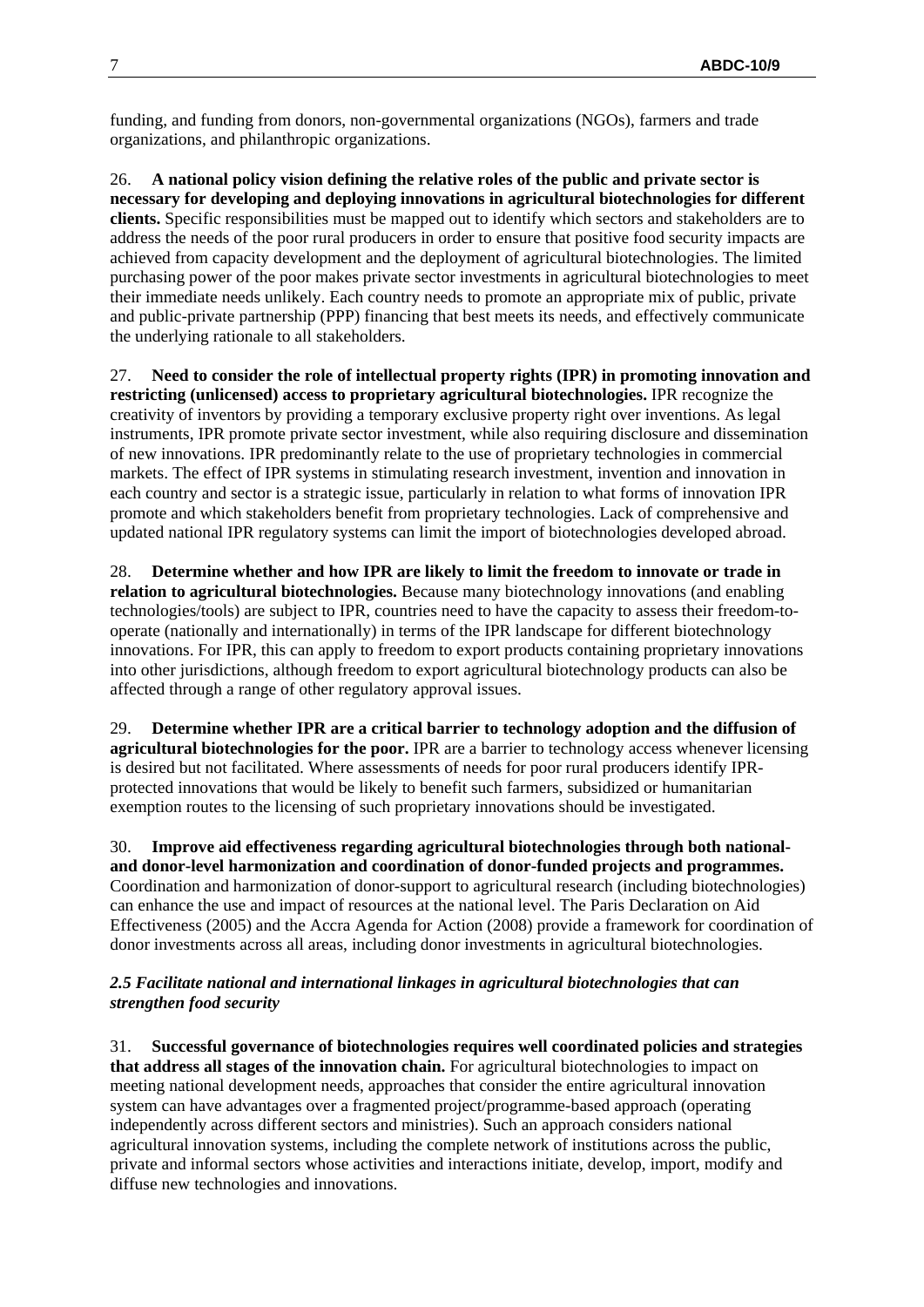funding, and funding from donors, non-governmental organizations (NGOs), farmers and trade organizations, and philanthropic organizations.

26. **A national policy vision defining the relative roles of the public and private sector is necessary for developing and deploying innovations in agricultural biotechnologies for different clients.** Specific responsibilities must be mapped out to identify which sectors and stakeholders are to address the needs of the poor rural producers in order to ensure that positive food security impacts are achieved from capacity development and the deployment of agricultural biotechnologies. The limited purchasing power of the poor makes private sector investments in agricultural biotechnologies to meet their immediate needs unlikely. Each country needs to promote an appropriate mix of public, private and public-private partnership (PPP) financing that best meets its needs, and effectively communicate the underlying rationale to all stakeholders.

27. **Need to consider the role of intellectual property rights (IPR) in promoting innovation and restricting (unlicensed) access to proprietary agricultural biotechnologies.** IPR recognize the creativity of inventors by providing a temporary exclusive property right over inventions. As legal instruments, IPR promote private sector investment, while also requiring disclosure and dissemination of new innovations. IPR predominantly relate to the use of proprietary technologies in commercial markets. The effect of IPR systems in stimulating research investment, invention and innovation in each country and sector is a strategic issue, particularly in relation to what forms of innovation IPR promote and which stakeholders benefit from proprietary technologies. Lack of comprehensive and updated national IPR regulatory systems can limit the import of biotechnologies developed abroad.

28. **Determine whether and how IPR are likely to limit the freedom to innovate or trade in relation to agricultural biotechnologies.** Because many biotechnology innovations (and enabling technologies/tools) are subject to IPR, countries need to have the capacity to assess their freedom-to-operate (nationally and internationally) in terms of the IPR landscape for different biotechnology innovations. For IPR, this can apply to freedom to export products containing proprietary innovations into other jurisdictions, although freedom to export agricultural biotechnology products can also be affected through a range of other regulatory approval issues.

29. **Determine whether IPR are a critical barrier to technology adoption and the diffusion of agricultural biotechnologies for the poor.** IPR are a barrier to technology access whenever licensing is desired but not facilitated. Where assessments of needs for poor rural producers identify IPR-protected innovations that would be likely to benefit such farmers, subsidized or humanitarian exemption routes to the licensing of such proprietary innovations should be investigated.

30. **Improve aid effectiveness regarding agricultural biotechnologies through both national- and donor-level harmonization and coordination of donor-funded projects and programmes.** Coordination and harmonization of donor-support to agricultural research (including biotechnologies) can enhance the use and impact of resources at the national level. The Paris Declaration on Aid Effectiveness (2005) and the Accra Agenda for Action (2008) provide a framework for coordination of donor investments across all areas, including donor investments in agricultural biotechnologies.

### *2.5 Facilitate national and international linkages in agricultural biotechnologies that can strengthen food security*

31. **Successful governance of biotechnologies requires well coordinated policies and strategies that address all stages of the innovation chain.** For agricultural biotechnologies to impact on meeting national development needs, approaches that consider the entire agricultural innovation system can have advantages over a fragmented project/programme-based approach (operating independently across different sectors and ministries). Such an approach considers national agricultural innovation systems, including the complete network of institutions across the public, private and informal sectors whose activities and interactions initiate, develop, import, modify and diffuse new technologies and innovations.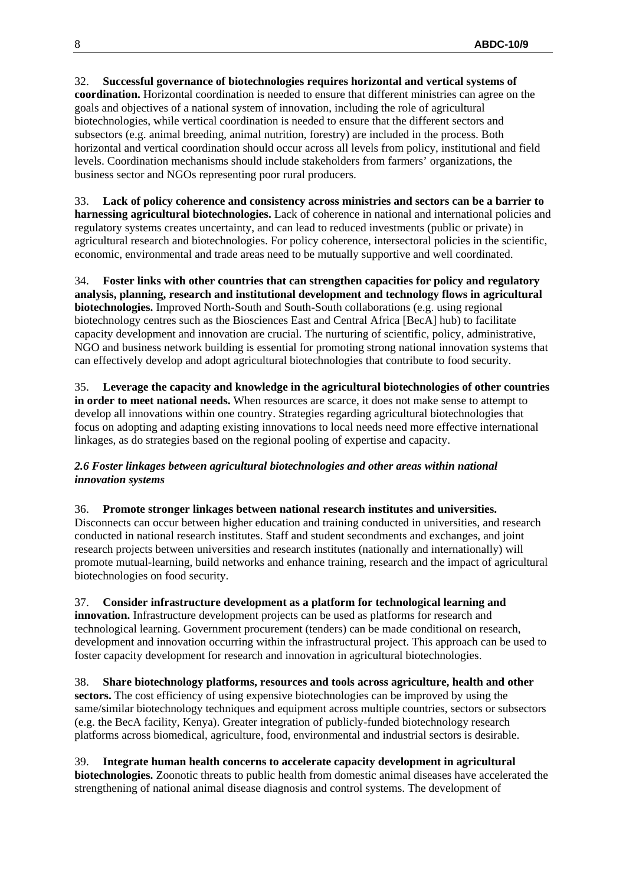32. **Successful governance of biotechnologies requires horizontal and vertical systems of coordination.** Horizontal coordination is needed to ensure that different ministries can agree on the goals and objectives of a national system of innovation, including the role of agricultural biotechnologies, while vertical coordination is needed to ensure that the different sectors and subsectors (e.g. animal breeding, animal nutrition, forestry) are included in the process. Both horizontal and vertical coordination should occur across all levels from policy, institutional and field levels. Coordination mechanisms should include stakeholders from farmers' organizations, the business sector and NGOs representing poor rural producers.

33. **Lack of policy coherence and consistency across ministries and sectors can be a barrier to harnessing agricultural biotechnologies.** Lack of coherence in national and international policies and regulatory systems creates uncertainty, and can lead to reduced investments (public or private) in agricultural research and biotechnologies. For policy coherence, intersectoral policies in the scientific, economic, environmental and trade areas need to be mutually supportive and well coordinated.

34. **Foster links with other countries that can strengthen capacities for policy and regulatory analysis, planning, research and institutional development and technology flows in agricultural biotechnologies.** Improved North-South and South-South collaborations (e.g. using regional biotechnology centres such as the Biosciences East and Central Africa [BecA] hub) to facilitate capacity development and innovation are crucial. The nurturing of scientific, policy, administrative, NGO and business network building is essential for promoting strong national innovation systems that can effectively develop and adopt agricultural biotechnologies that contribute to food security.

35. **Leverage the capacity and knowledge in the agricultural biotechnologies of other countries in order to meet national needs.** When resources are scarce, it does not make sense to attempt to develop all innovations within one country. Strategies regarding agricultural biotechnologies that focus on adopting and adapting existing innovations to local needs need more effective international linkages, as do strategies based on the regional pooling of expertise and capacity.

### *2.6 Foster linkages between agricultural biotechnologies and other areas within national innovation systems*

36. **Promote stronger linkages between national research institutes and universities.** Disconnects can occur between higher education and training conducted in universities, and research conducted in national research institutes. Staff and student secondments and exchanges, and joint research projects between universities and research institutes (nationally and internationally) will promote mutual-learning, build networks and enhance training, research and the impact of agricultural biotechnologies on food security.

37. **Consider infrastructure development as a platform for technological learning and innovation.** Infrastructure development projects can be used as platforms for research and technological learning. Government procurement (tenders) can be made conditional on research, development and innovation occurring within the infrastructural project. This approach can be used to foster capacity development for research and innovation in agricultural biotechnologies.

38. **Share biotechnology platforms, resources and tools across agriculture, health and other sectors.** The cost efficiency of using expensive biotechnologies can be improved by using the same/similar biotechnology techniques and equipment across multiple countries, sectors or subsectors (e.g. the BecA facility, Kenya). Greater integration of publicly-funded biotechnology research platforms across biomedical, agriculture, food, environmental and industrial sectors is desirable.

39. **Integrate human health concerns to accelerate capacity development in agricultural biotechnologies.** Zoonotic threats to public health from domestic animal diseases have accelerated the strengthening of national animal disease diagnosis and control systems. The development of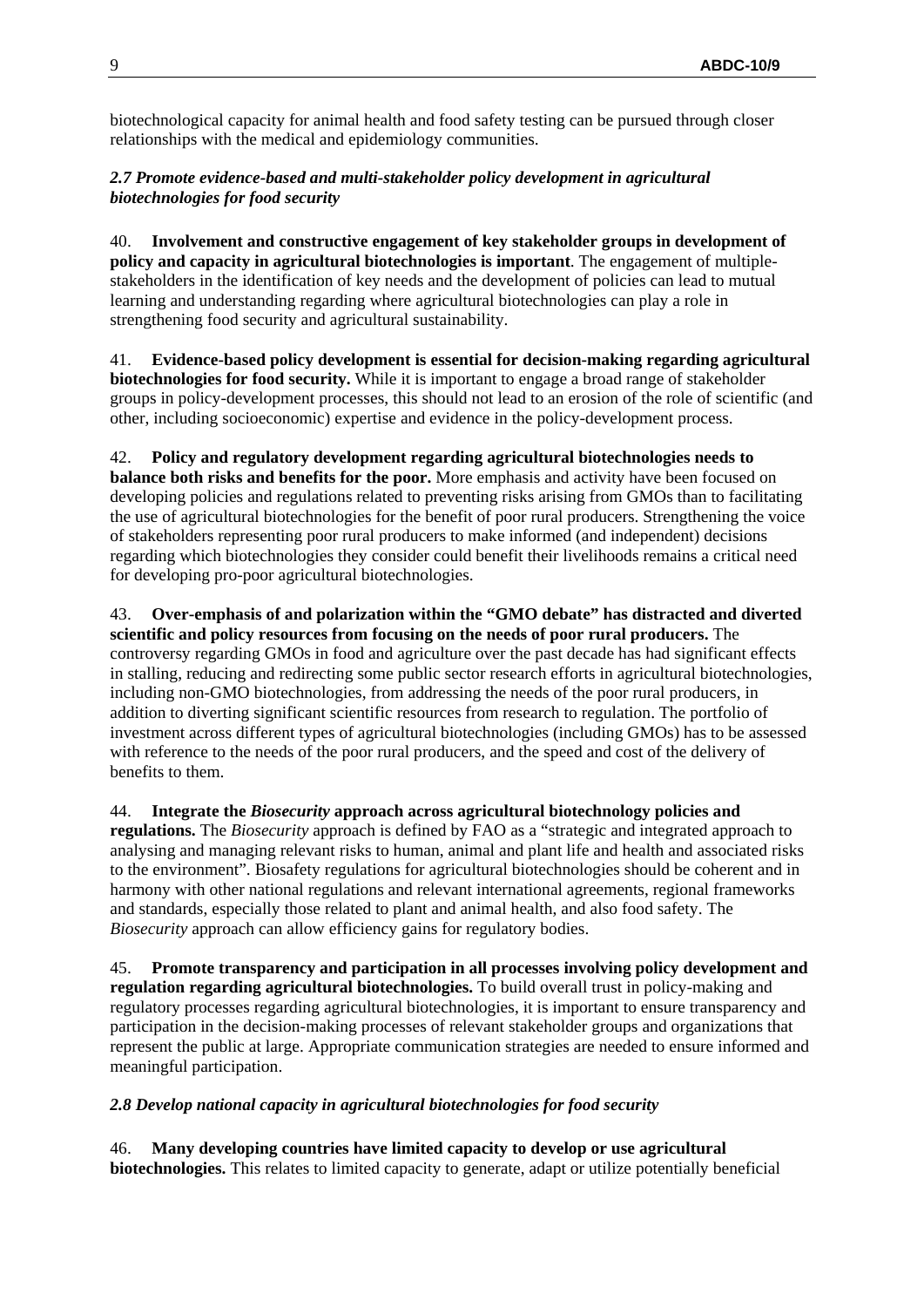biotechnological capacity for animal health and food safety testing can be pursued through closer relationships with the medical and epidemiology communities.

### *2.7 Promote evidence-based and multi-stakeholder policy development in agricultural biotechnologies for food security*

40. **Involvement and constructive engagement of key stakeholder groups in development of policy and capacity in agricultural biotechnologies is important**. The engagement of multiple-stakeholders in the identification of key needs and the development of policies can lead to mutual learning and understanding regarding where agricultural biotechnologies can play a role in strengthening food security and agricultural sustainability.

41. **Evidence-based policy development is essential for decision-making regarding agricultural biotechnologies for food security.** While it is important to engage a broad range of stakeholder groups in policy-development processes, this should not lead to an erosion of the role of scientific (and other, including socioeconomic) expertise and evidence in the policy-development process.

42. **Policy and regulatory development regarding agricultural biotechnologies needs to balance both risks and benefits for the poor.** More emphasis and activity have been focused on developing policies and regulations related to preventing risks arising from GMOs than to facilitating the use of agricultural biotechnologies for the benefit of poor rural producers. Strengthening the voice of stakeholders representing poor rural producers to make informed (and independent) decisions regarding which biotechnologies they consider could benefit their livelihoods remains a critical need for developing pro-poor agricultural biotechnologies.

43. **Over-emphasis of and polarization within the "GMO debate" has distracted and diverted scientific and policy resources from focusing on the needs of poor rural producers.** The controversy regarding GMOs in food and agriculture over the past decade has had significant effects in stalling, reducing and redirecting some public sector research efforts in agricultural biotechnologies, including non-GMO biotechnologies, from addressing the needs of the poor rural producers, in addition to diverting significant scientific resources from research to regulation. The portfolio of investment across different types of agricultural biotechnologies (including GMOs) has to be assessed with reference to the needs of the poor rural producers, and the speed and cost of the delivery of benefits to them.

44. **Integrate the *Biosecurity* approach across agricultural biotechnology policies and regulations.** The *Biosecurity* approach is defined by FAO as a "strategic and integrated approach to analysing and managing relevant risks to human, animal and plant life and health and associated risks to the environment". Biosafety regulations for agricultural biotechnologies should be coherent and in harmony with other national regulations and relevant international agreements, regional frameworks and standards, especially those related to plant and animal health, and also food safety. The *Biosecurity* approach can allow efficiency gains for regulatory bodies.

45. **Promote transparency and participation in all processes involving policy development and regulation regarding agricultural biotechnologies.** To build overall trust in policy-making and regulatory processes regarding agricultural biotechnologies, it is important to ensure transparency and participation in the decision-making processes of relevant stakeholder groups and organizations that represent the public at large. Appropriate communication strategies are needed to ensure informed and meaningful participation.

### *2.8 Develop national capacity in agricultural biotechnologies for food security*

46. **Many developing countries have limited capacity to develop or use agricultural biotechnologies.** This relates to limited capacity to generate, adapt or utilize potentially beneficial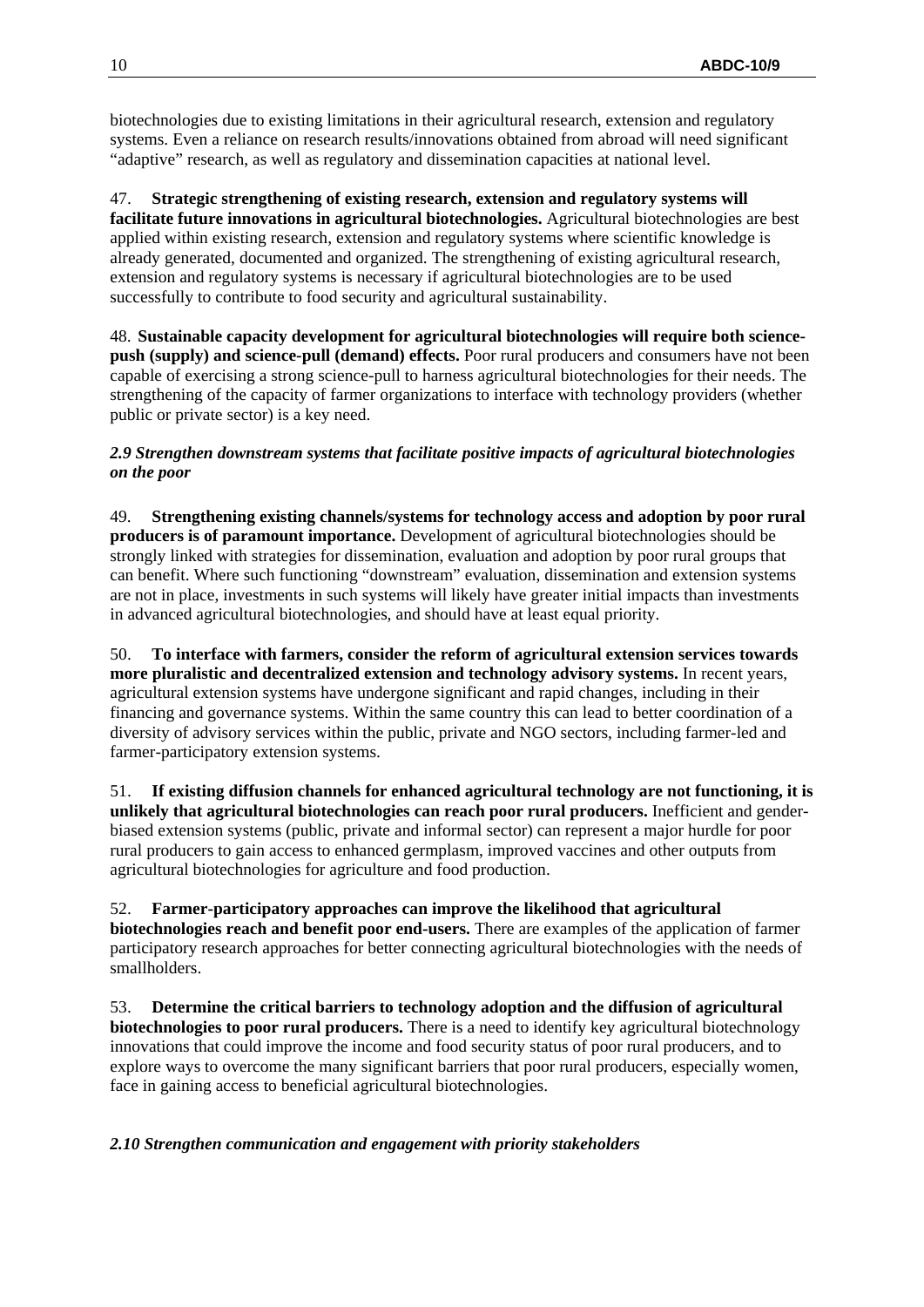biotechnologies due to existing limitations in their agricultural research, extension and regulatory systems. Even a reliance on research results/innovations obtained from abroad will need significant "adaptive" research, as well as regulatory and dissemination capacities at national level.

47. **Strategic strengthening of existing research, extension and regulatory systems will facilitate future innovations in agricultural biotechnologies.** Agricultural biotechnologies are best applied within existing research, extension and regulatory systems where scientific knowledge is already generated, documented and organized. The strengthening of existing agricultural research, extension and regulatory systems is necessary if agricultural biotechnologies are to be used successfully to contribute to food security and agricultural sustainability.

48. **Sustainable capacity development for agricultural biotechnologies will require both science-push (supply) and science-pull (demand) effects.** Poor rural producers and consumers have not been capable of exercising a strong science-pull to harness agricultural biotechnologies for their needs. The strengthening of the capacity of farmer organizations to interface with technology providers (whether public or private sector) is a key need.

### *2.9 Strengthen downstream systems that facilitate positive impacts of agricultural biotechnologies on the poor*

49. **Strengthening existing channels/systems for technology access and adoption by poor rural producers is of paramount importance.** Development of agricultural biotechnologies should be strongly linked with strategies for dissemination, evaluation and adoption by poor rural groups that can benefit. Where such functioning "downstream" evaluation, dissemination and extension systems are not in place, investments in such systems will likely have greater initial impacts than investments in advanced agricultural biotechnologies, and should have at least equal priority.

50. **To interface with farmers, consider the reform of agricultural extension services towards more pluralistic and decentralized extension and technology advisory systems.** In recent years, agricultural extension systems have undergone significant and rapid changes, including in their financing and governance systems. Within the same country this can lead to better coordination of a diversity of advisory services within the public, private and NGO sectors, including farmer-led and farmer-participatory extension systems.

51. **If existing diffusion channels for enhanced agricultural technology are not functioning, it is unlikely that agricultural biotechnologies can reach poor rural producers.** Inefficient and gender-biased extension systems (public, private and informal sector) can represent a major hurdle for poor rural producers to gain access to enhanced germplasm, improved vaccines and other outputs from agricultural biotechnologies for agriculture and food production.

52. **Farmer-participatory approaches can improve the likelihood that agricultural biotechnologies reach and benefit poor end-users.** There are examples of the application of farmer participatory research approaches for better connecting agricultural biotechnologies with the needs of smallholders.

53. **Determine the critical barriers to technology adoption and the diffusion of agricultural biotechnologies to poor rural producers.** There is a need to identify key agricultural biotechnology innovations that could improve the income and food security status of poor rural producers, and to explore ways to overcome the many significant barriers that poor rural producers, especially women, face in gaining access to beneficial agricultural biotechnologies.

### *2.10 Strengthen communication and engagement with priority stakeholders*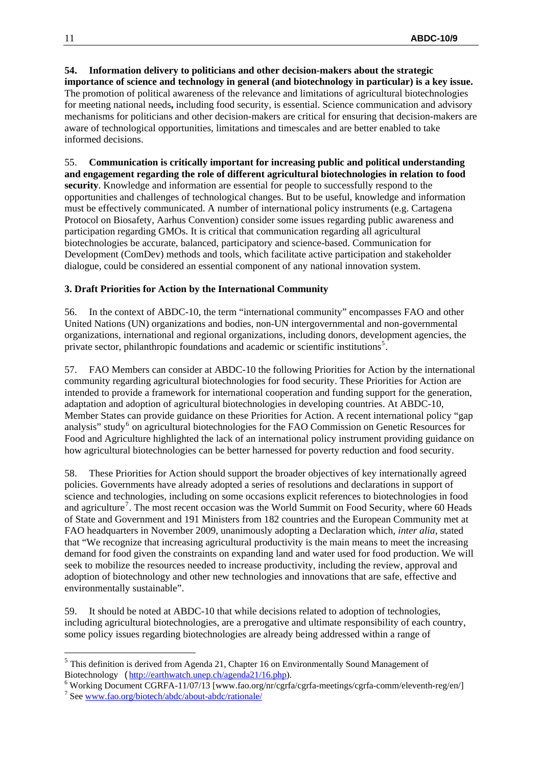**54. Information delivery to politicians and other decision-makers about the strategic importance of science and technology in general (and biotechnology in particular) is a key issue.** The promotion of political awareness of the relevance and limitations of agricultural biotechnologies for meeting national needs**,** including food security, is essential. Science communication and advisory mechanisms for politicians and other decision-makers are critical for ensuring that decision-makers are aware of technological opportunities, limitations and timescales and are better enabled to take informed decisions.

55. **Communication is critically important for increasing public and political understanding and engagement regarding the role of different agricultural biotechnologies in relation to food security**. Knowledge and information are essential for people to successfully respond to the opportunities and challenges of technological changes. But to be useful, knowledge and information must be effectively communicated. A number of international policy instruments (e.g. Cartagena Protocol on Biosafety, Aarhus Convention) consider some issues regarding public awareness and participation regarding GMOs. It is critical that communication regarding all agricultural biotechnologies be accurate, balanced, participatory and science-based. Communication for Development (ComDev) methods and tools, which facilitate active participation and stakeholder dialogue, could be considered an essential component of any national innovation system.

### 3. Draft Priorities for Action by the International Community

56. In the context of ABDC-10, the term "international community" encompasses FAO and other United Nations (UN) organizations and bodies, non-UN intergovernmental and non-governmental organizations, international and regional organizations, including donors, development agencies, the private sector, philanthropic foundations and academic or scientific institutions[5].

57. FAO Members can consider at ABDC-10 the following Priorities for Action by the international community regarding agricultural biotechnologies for food security. These Priorities for Action are intended to provide a framework for international cooperation and funding support for the generation, adaptation and adoption of agricultural biotechnologies in developing countries. At ABDC-10, Member States can provide guidance on these Priorities for Action. A recent international policy "gap analysis" study[6] on agricultural biotechnologies for the FAO Commission on Genetic Resources for Food and Agriculture highlighted the lack of an international policy instrument providing guidance on how agricultural biotechnologies can be better harnessed for poverty reduction and food security.

58. These Priorities for Action should support the broader objectives of key internationally agreed policies. Governments have already adopted a series of resolutions and declarations in support of science and technologies, including on some occasions explicit references to biotechnologies in food and agriculture[7]. The most recent occasion was the World Summit on Food Security, where 60 Heads of State and Government and 191 Ministers from 182 countries and the European Community met at FAO headquarters in November 2009, unanimously adopting a Declaration which, *inter alia*, stated that "We recognize that increasing agricultural productivity is the main means to meet the increasing demand for food given the constraints on expanding land and water used for food production. We will seek to mobilize the resources needed to increase productivity, including the review, approval and adoption of biotechnology and other new technologies and innovations that are safe, effective and environmentally sustainable".

59. It should be noted at ABDC-10 that while decisions related to adoption of technologies, including agricultural biotechnologies, are a prerogative and ultimate responsibility of each country, some policy issues regarding biotechnologies are already being addressed within a range of

---

[5] This definition is derived from Agenda 21, Chapter 16 on Environmentally Sound Management of Biotechnology (http://earthwatch.unep.ch/agenda21/16.php).

[6] Working Document CGRFA-11/07/13 [www.fao.org/nr/cgrfa/cgrfa-meetings/cgrfa-comm/eleventh-reg/en/]

[7] See www.fao.org/biotech/abdc/about-abdc/rationale/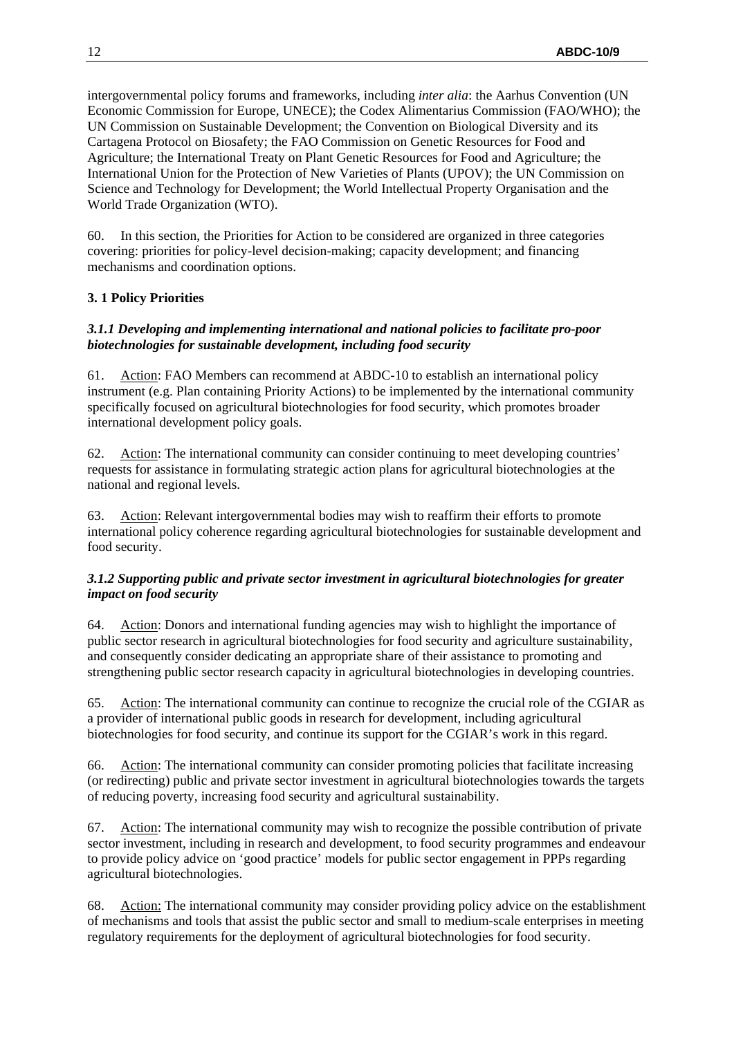intergovernmental policy forums and frameworks, including *inter alia*: the Aarhus Convention (UN Economic Commission for Europe, UNECE); the Codex Alimentarius Commission (FAO/WHO); the UN Commission on Sustainable Development; the Convention on Biological Diversity and its Cartagena Protocol on Biosafety; the FAO Commission on Genetic Resources for Food and Agriculture; the International Treaty on Plant Genetic Resources for Food and Agriculture; the International Union for the Protection of New Varieties of Plants (UPOV); the UN Commission on Science and Technology for Development; the World Intellectual Property Organisation and the World Trade Organization (WTO).

60. In this section, the Priorities for Action to be considered are organized in three categories covering: priorities for policy-level decision-making; capacity development; and financing mechanisms and coordination options.

### 3. 1 Policy Priorities

#### *3.1.1 Developing and implementing international and national policies to facilitate pro-poor biotechnologies for sustainable development, including food security*

61. Action: FAO Members can recommend at ABDC-10 to establish an international policy instrument (e.g. Plan containing Priority Actions) to be implemented by the international community specifically focused on agricultural biotechnologies for food security, which promotes broader international development policy goals.

62. Action: The international community can consider continuing to meet developing countries' requests for assistance in formulating strategic action plans for agricultural biotechnologies at the national and regional levels.

63. Action: Relevant intergovernmental bodies may wish to reaffirm their efforts to promote international policy coherence regarding agricultural biotechnologies for sustainable development and food security.

#### *3.1.2 Supporting public and private sector investment in agricultural biotechnologies for greater impact on food security*

64. Action: Donors and international funding agencies may wish to highlight the importance of public sector research in agricultural biotechnologies for food security and agriculture sustainability, and consequently consider dedicating an appropriate share of their assistance to promoting and strengthening public sector research capacity in agricultural biotechnologies in developing countries.

65. Action: The international community can continue to recognize the crucial role of the CGIAR as a provider of international public goods in research for development, including agricultural biotechnologies for food security, and continue its support for the CGIAR's work in this regard.

66. Action: The international community can consider promoting policies that facilitate increasing (or redirecting) public and private sector investment in agricultural biotechnologies towards the targets of reducing poverty, increasing food security and agricultural sustainability.

67. Action: The international community may wish to recognize the possible contribution of private sector investment, including in research and development, to food security programmes and endeavour to provide policy advice on 'good practice' models for public sector engagement in PPPs regarding agricultural biotechnologies.

68. Action: The international community may consider providing policy advice on the establishment of mechanisms and tools that assist the public sector and small to medium-scale enterprises in meeting regulatory requirements for the deployment of agricultural biotechnologies for food security.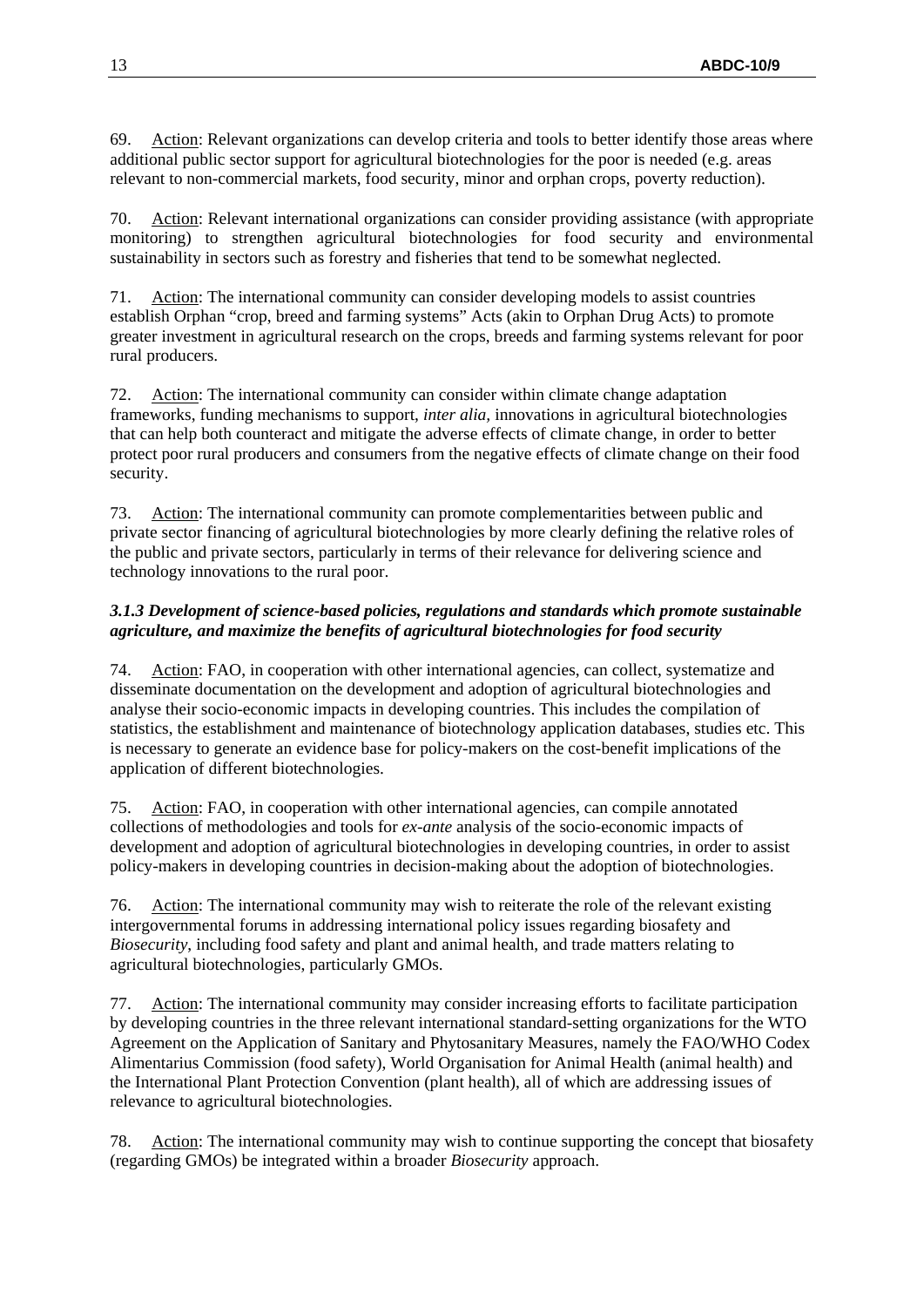69. Action: Relevant organizations can develop criteria and tools to better identify those areas where additional public sector support for agricultural biotechnologies for the poor is needed (e.g. areas relevant to non-commercial markets, food security, minor and orphan crops, poverty reduction).

70. Action: Relevant international organizations can consider providing assistance (with appropriate monitoring) to strengthen agricultural biotechnologies for food security and environmental sustainability in sectors such as forestry and fisheries that tend to be somewhat neglected.

71. Action: The international community can consider developing models to assist countries establish Orphan "crop, breed and farming systems" Acts (akin to Orphan Drug Acts) to promote greater investment in agricultural research on the crops, breeds and farming systems relevant for poor rural producers.

72. Action: The international community can consider within climate change adaptation frameworks, funding mechanisms to support, *inter alia*, innovations in agricultural biotechnologies that can help both counteract and mitigate the adverse effects of climate change, in order to better protect poor rural producers and consumers from the negative effects of climate change on their food security.

73. Action: The international community can promote complementarities between public and private sector financing of agricultural biotechnologies by more clearly defining the relative roles of the public and private sectors, particularly in terms of their relevance for delivering science and technology innovations to the rural poor.

### *3.1.3 Development of science-based policies, regulations and standards which promote sustainable agriculture, and maximize the benefits of agricultural biotechnologies for food security*

74. Action: FAO, in cooperation with other international agencies, can collect, systematize and disseminate documentation on the development and adoption of agricultural biotechnologies and analyse their socio-economic impacts in developing countries. This includes the compilation of statistics, the establishment and maintenance of biotechnology application databases, studies etc. This is necessary to generate an evidence base for policy-makers on the cost-benefit implications of the application of different biotechnologies.

75. Action: FAO, in cooperation with other international agencies, can compile annotated collections of methodologies and tools for *ex-ante* analysis of the socio-economic impacts of development and adoption of agricultural biotechnologies in developing countries, in order to assist policy-makers in developing countries in decision-making about the adoption of biotechnologies.

76. Action: The international community may wish to reiterate the role of the relevant existing intergovernmental forums in addressing international policy issues regarding biosafety and *Biosecurity*, including food safety and plant and animal health, and trade matters relating to agricultural biotechnologies, particularly GMOs.

77. Action: The international community may consider increasing efforts to facilitate participation by developing countries in the three relevant international standard-setting organizations for the WTO Agreement on the Application of Sanitary and Phytosanitary Measures, namely the FAO/WHO Codex Alimentarius Commission (food safety), World Organisation for Animal Health (animal health) and the International Plant Protection Convention (plant health), all of which are addressing issues of relevance to agricultural biotechnologies.

78. Action: The international community may wish to continue supporting the concept that biosafety (regarding GMOs) be integrated within a broader *Biosecurity* approach.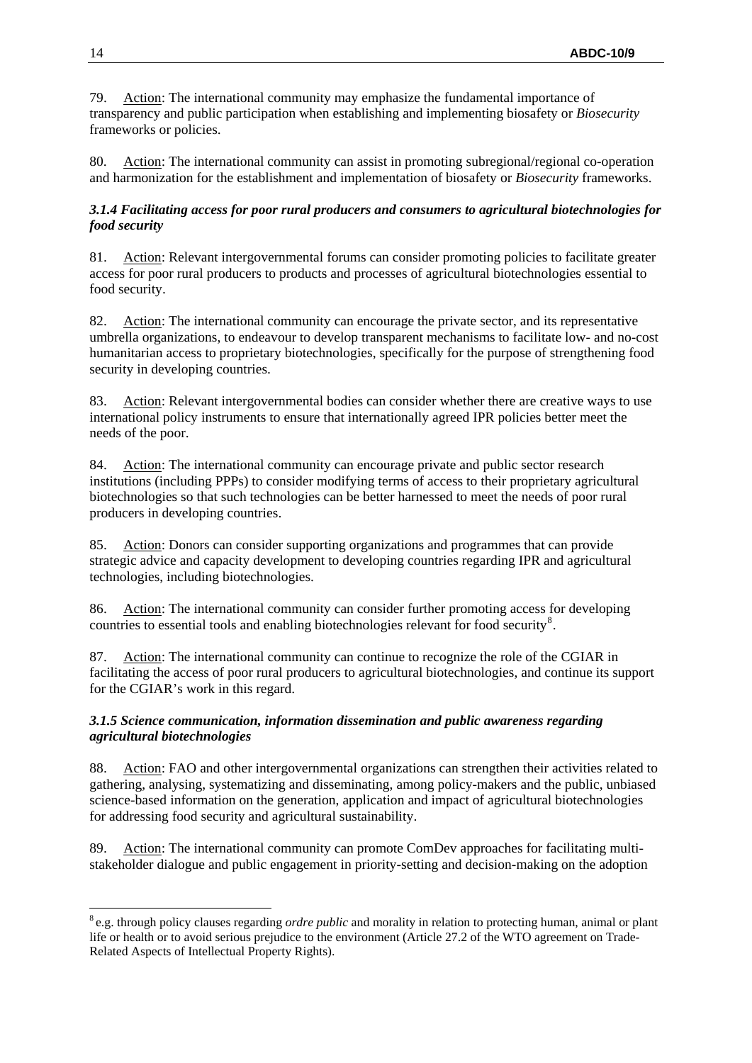79. <u>Action</u>: The international community may emphasize the fundamental importance of transparency and public participation when establishing and implementing biosafety or *Biosecurity* frameworks or policies.

80. <u>Action</u>: The international community can assist in promoting subregional/regional co-operation and harmonization for the establishment and implementation of biosafety or *Biosecurity* frameworks.

### *3.1.4 Facilitating access for poor rural producers and consumers to agricultural biotechnologies for food security*

81. <u>Action</u>: Relevant intergovernmental forums can consider promoting policies to facilitate greater access for poor rural producers to products and processes of agricultural biotechnologies essential to food security.

82. <u>Action</u>: The international community can encourage the private sector, and its representative umbrella organizations, to endeavour to develop transparent mechanisms to facilitate low- and no-cost humanitarian access to proprietary biotechnologies, specifically for the purpose of strengthening food security in developing countries.

83. <u>Action</u>: Relevant intergovernmental bodies can consider whether there are creative ways to use international policy instruments to ensure that internationally agreed IPR policies better meet the needs of the poor.

84. <u>Action</u>: The international community can encourage private and public sector research institutions (including PPPs) to consider modifying terms of access to their proprietary agricultural biotechnologies so that such technologies can be better harnessed to meet the needs of poor rural producers in developing countries.

85. <u>Action</u>: Donors can consider supporting organizations and programmes that can provide strategic advice and capacity development to developing countries regarding IPR and agricultural technologies, including biotechnologies.

86. <u>Action</u>: The international community can consider further promoting access for developing countries to essential tools and enabling biotechnologies relevant for food security[8].

87. <u>Action</u>: The international community can continue to recognize the role of the CGIAR in facilitating the access of poor rural producers to agricultural biotechnologies, and continue its support for the CGIAR's work in this regard.

### *3.1.5 Science communication, information dissemination and public awareness regarding agricultural biotechnologies*

88. <u>Action</u>: FAO and other intergovernmental organizations can strengthen their activities related to gathering, analysing, systematizing and disseminating, among policy-makers and the public, unbiased science-based information on the generation, application and impact of agricultural biotechnologies for addressing food security and agricultural sustainability.

89. <u>Action</u>: The international community can promote ComDev approaches for facilitating multi-stakeholder dialogue and public engagement in priority-setting and decision-making on the adoption

---

[8] e.g. through policy clauses regarding *ordre public* and morality in relation to protecting human, animal or plant life or health or to avoid serious prejudice to the environment (Article 27.2 of the WTO agreement on Trade-Related Aspects of Intellectual Property Rights).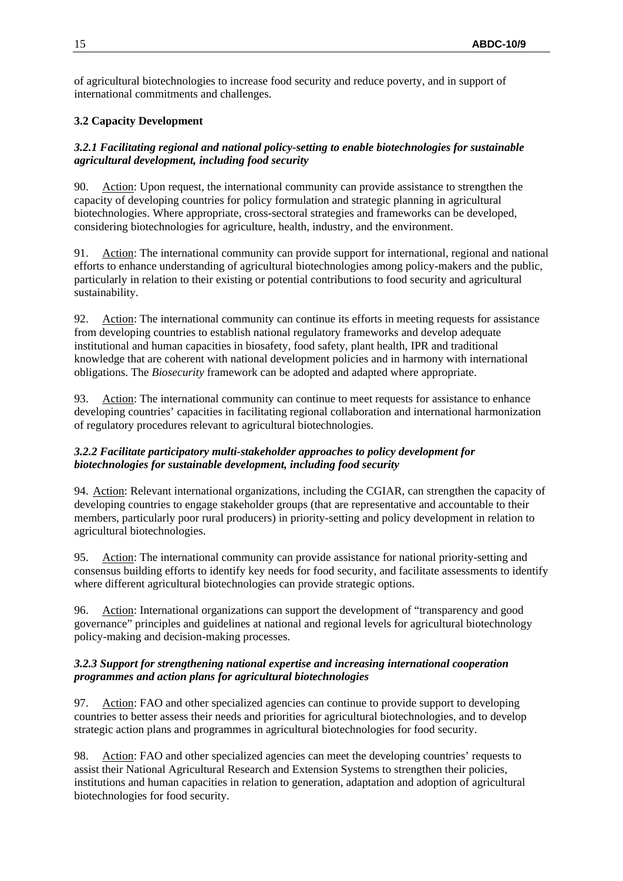of agricultural biotechnologies to increase food security and reduce poverty, and in support of international commitments and challenges.

### 3.2 Capacity Development

#### *3.2.1 Facilitating regional and national policy-setting to enable biotechnologies for sustainable agricultural development, including food security*

90. Action: Upon request, the international community can provide assistance to strengthen the capacity of developing countries for policy formulation and strategic planning in agricultural biotechnologies. Where appropriate, cross-sectoral strategies and frameworks can be developed, considering biotechnologies for agriculture, health, industry, and the environment.

91. Action: The international community can provide support for international, regional and national efforts to enhance understanding of agricultural biotechnologies among policy-makers and the public, particularly in relation to their existing or potential contributions to food security and agricultural sustainability.

92. Action: The international community can continue its efforts in meeting requests for assistance from developing countries to establish national regulatory frameworks and develop adequate institutional and human capacities in biosafety, food safety, plant health, IPR and traditional knowledge that are coherent with national development policies and in harmony with international obligations. The *Biosecurity* framework can be adopted and adapted where appropriate.

93. Action: The international community can continue to meet requests for assistance to enhance developing countries' capacities in facilitating regional collaboration and international harmonization of regulatory procedures relevant to agricultural biotechnologies.

#### *3.2.2 Facilitate participatory multi-stakeholder approaches to policy development for biotechnologies for sustainable development, including food security*

94. Action: Relevant international organizations, including the CGIAR, can strengthen the capacity of developing countries to engage stakeholder groups (that are representative and accountable to their members, particularly poor rural producers) in priority-setting and policy development in relation to agricultural biotechnologies.

95. Action: The international community can provide assistance for national priority-setting and consensus building efforts to identify key needs for food security, and facilitate assessments to identify where different agricultural biotechnologies can provide strategic options.

96. Action: International organizations can support the development of "transparency and good governance" principles and guidelines at national and regional levels for agricultural biotechnology policy-making and decision-making processes.

#### *3.2.3 Support for strengthening national expertise and increasing international cooperation programmes and action plans for agricultural biotechnologies*

97. Action: FAO and other specialized agencies can continue to provide support to developing countries to better assess their needs and priorities for agricultural biotechnologies, and to develop strategic action plans and programmes in agricultural biotechnologies for food security.

98. Action: FAO and other specialized agencies can meet the developing countries' requests to assist their National Agricultural Research and Extension Systems to strengthen their policies, institutions and human capacities in relation to generation, adaptation and adoption of agricultural biotechnologies for food security.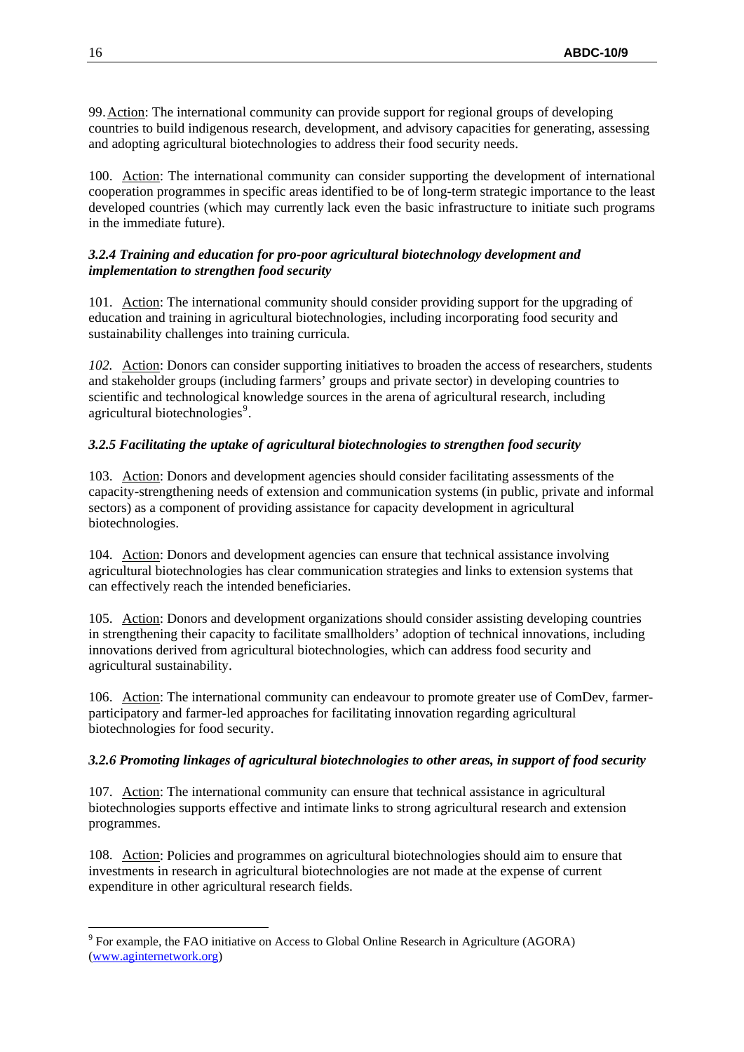99. <u>Action</u>: The international community can provide support for regional groups of developing countries to build indigenous research, development, and advisory capacities for generating, assessing and adopting agricultural biotechnologies to address their food security needs.

100. <u>Action</u>: The international community can consider supporting the development of international cooperation programmes in specific areas identified to be of long-term strategic importance to the least developed countries (which may currently lack even the basic infrastructure to initiate such programs in the immediate future).

### *3.2.4 Training and education for pro-poor agricultural biotechnology development and implementation to strengthen food security*

101. <u>Action</u>: The international community should consider providing support for the upgrading of education and training in agricultural biotechnologies, including incorporating food security and sustainability challenges into training curricula.

*102.* <u>Action</u>: Donors can consider supporting initiatives to broaden the access of researchers, students and stakeholder groups (including farmers' groups and private sector) in developing countries to scientific and technological knowledge sources in the arena of agricultural research, including agricultural biotechnologies[9].

### *3.2.5 Facilitating the uptake of agricultural biotechnologies to strengthen food security*

103. <u>Action</u>: Donors and development agencies should consider facilitating assessments of the capacity-strengthening needs of extension and communication systems (in public, private and informal sectors) as a component of providing assistance for capacity development in agricultural biotechnologies.

104. <u>Action</u>: Donors and development agencies can ensure that technical assistance involving agricultural biotechnologies has clear communication strategies and links to extension systems that can effectively reach the intended beneficiaries.

105. <u>Action</u>: Donors and development organizations should consider assisting developing countries in strengthening their capacity to facilitate smallholders' adoption of technical innovations, including innovations derived from agricultural biotechnologies, which can address food security and agricultural sustainability.

106. <u>Action</u>: The international community can endeavour to promote greater use of ComDev, farmer-participatory and farmer-led approaches for facilitating innovation regarding agricultural biotechnologies for food security.

### *3.2.6 Promoting linkages of agricultural biotechnologies to other areas, in support of food security*

107. <u>Action</u>: The international community can ensure that technical assistance in agricultural biotechnologies supports effective and intimate links to strong agricultural research and extension programmes.

108. <u>Action</u>: Policies and programmes on agricultural biotechnologies should aim to ensure that investments in research in agricultural biotechnologies are not made at the expense of current expenditure in other agricultural research fields.

---

[9] For example, the FAO initiative on Access to Global Online Research in Agriculture (AGORA) (www.aginternetwork.org)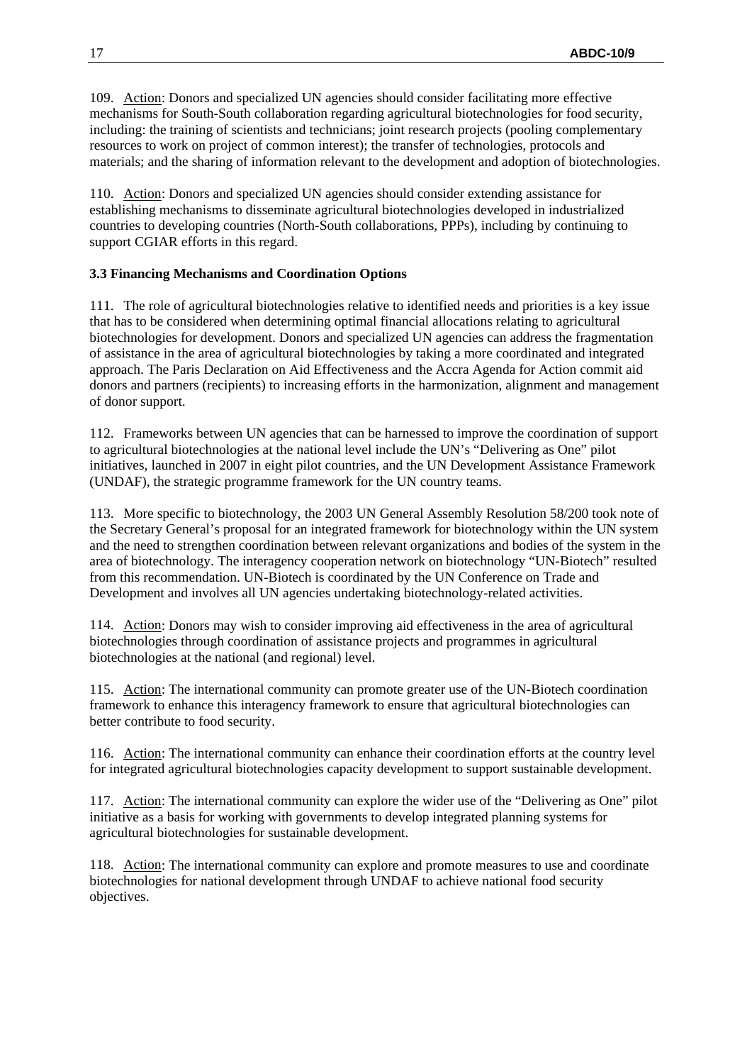109. Action: Donors and specialized UN agencies should consider facilitating more effective mechanisms for South-South collaboration regarding agricultural biotechnologies for food security, including: the training of scientists and technicians; joint research projects (pooling complementary resources to work on project of common interest); the transfer of technologies, protocols and materials; and the sharing of information relevant to the development and adoption of biotechnologies.

110. Action: Donors and specialized UN agencies should consider extending assistance for establishing mechanisms to disseminate agricultural biotechnologies developed in industrialized countries to developing countries (North-South collaborations, PPPs), including by continuing to support CGIAR efforts in this regard.

### 3.3 Financing Mechanisms and Coordination Options

111. The role of agricultural biotechnologies relative to identified needs and priorities is a key issue that has to be considered when determining optimal financial allocations relating to agricultural biotechnologies for development. Donors and specialized UN agencies can address the fragmentation of assistance in the area of agricultural biotechnologies by taking a more coordinated and integrated approach. The Paris Declaration on Aid Effectiveness and the Accra Agenda for Action commit aid donors and partners (recipients) to increasing efforts in the harmonization, alignment and management of donor support.

112. Frameworks between UN agencies that can be harnessed to improve the coordination of support to agricultural biotechnologies at the national level include the UN's "Delivering as One" pilot initiatives, launched in 2007 in eight pilot countries, and the UN Development Assistance Framework (UNDAF), the strategic programme framework for the UN country teams.

113. More specific to biotechnology, the 2003 UN General Assembly Resolution 58/200 took note of the Secretary General's proposal for an integrated framework for biotechnology within the UN system and the need to strengthen coordination between relevant organizations and bodies of the system in the area of biotechnology. The interagency cooperation network on biotechnology "UN-Biotech" resulted from this recommendation. UN-Biotech is coordinated by the UN Conference on Trade and Development and involves all UN agencies undertaking biotechnology-related activities.

114. Action: Donors may wish to consider improving aid effectiveness in the area of agricultural biotechnologies through coordination of assistance projects and programmes in agricultural biotechnologies at the national (and regional) level.

115. Action: The international community can promote greater use of the UN-Biotech coordination framework to enhance this interagency framework to ensure that agricultural biotechnologies can better contribute to food security.

116. Action: The international community can enhance their coordination efforts at the country level for integrated agricultural biotechnologies capacity development to support sustainable development.

117. Action: The international community can explore the wider use of the "Delivering as One" pilot initiative as a basis for working with governments to develop integrated planning systems for agricultural biotechnologies for sustainable development.

118. Action: The international community can explore and promote measures to use and coordinate biotechnologies for national development through UNDAF to achieve national food security objectives.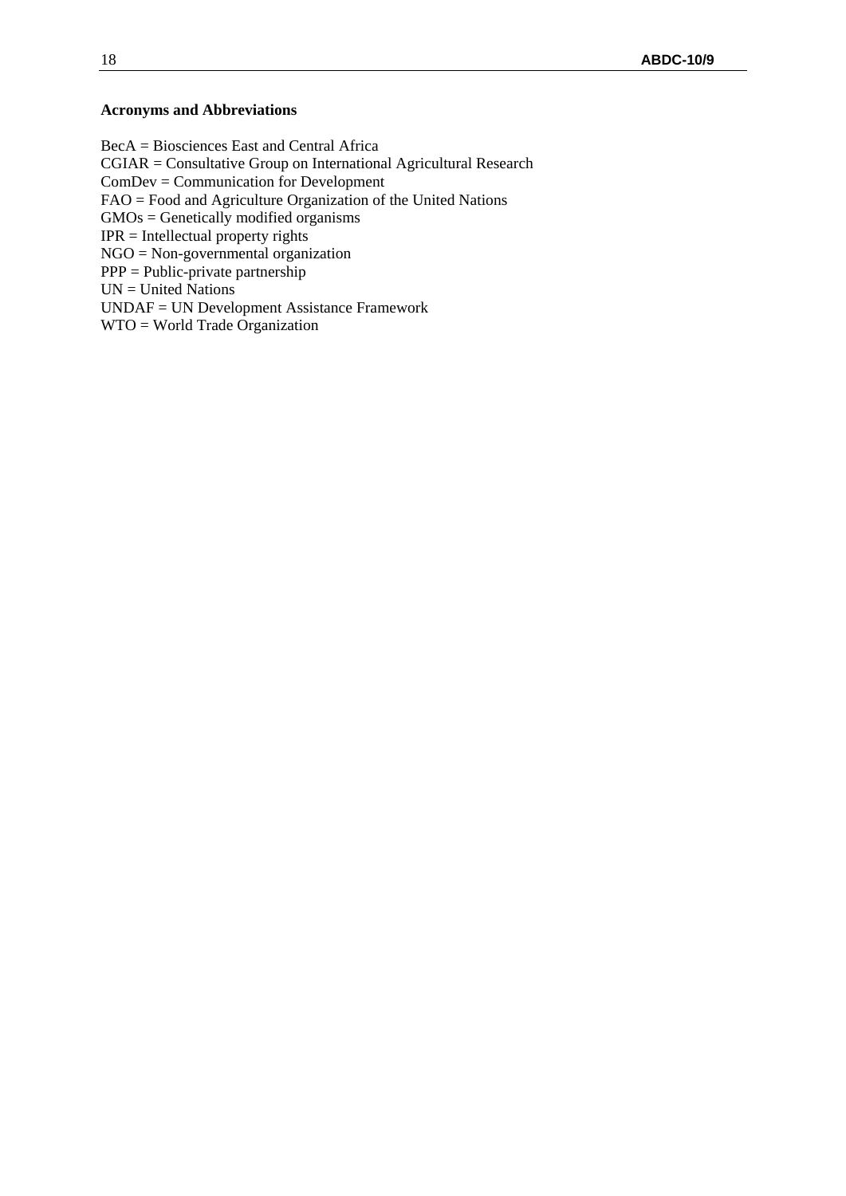## Acronyms and Abbreviations

BecA = Biosciences East and Central Africa
CGIAR = Consultative Group on International Agricultural Research
ComDev = Communication for Development
FAO = Food and Agriculture Organization of the United Nations
GMOs = Genetically modified organisms
IPR = Intellectual property rights
NGO = Non-governmental organization
PPP = Public-private partnership
UN = United Nations
UNDAF = UN Development Assistance Framework
WTO = World Trade Organization